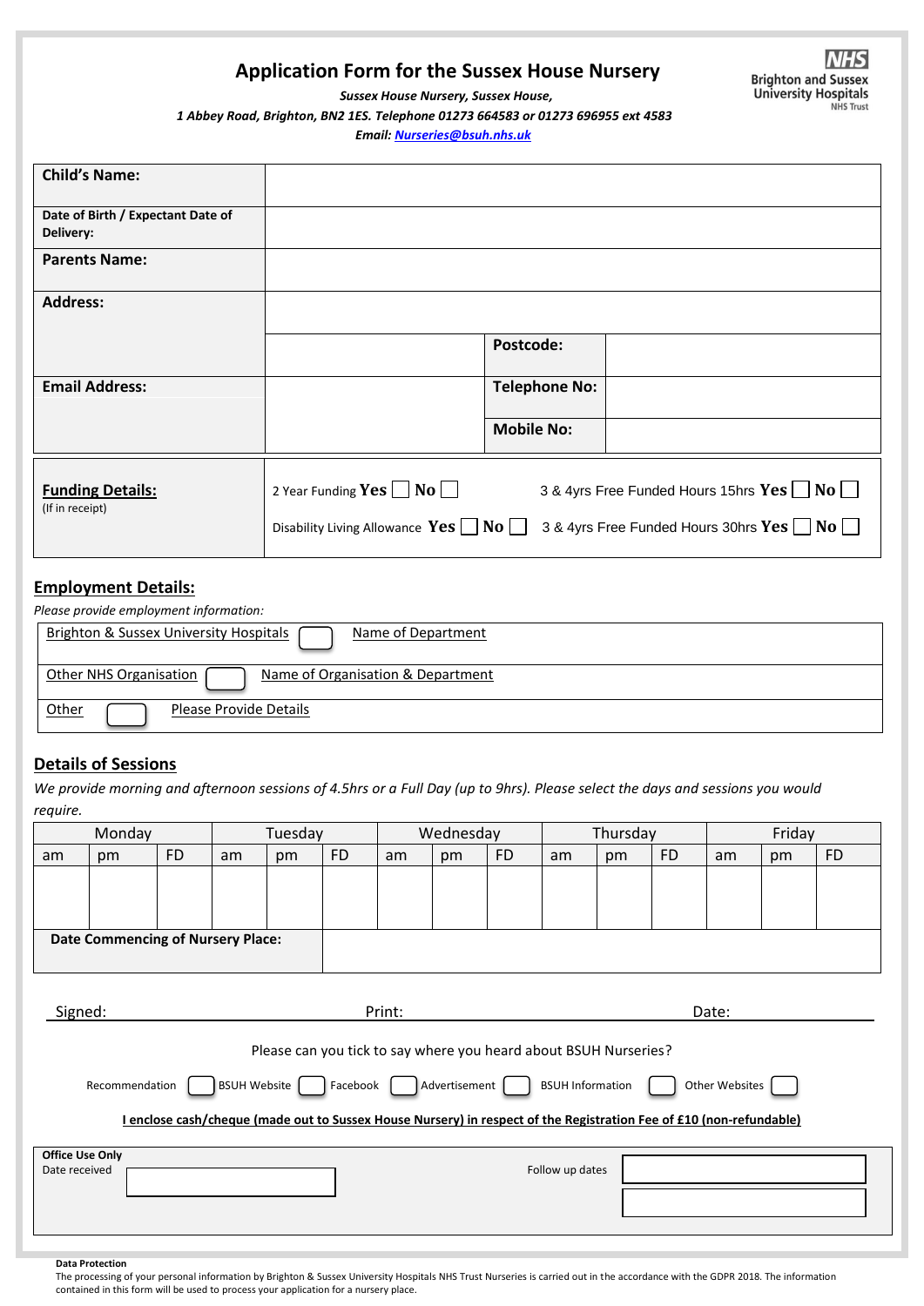# Application Form for the Sussex House Nursery

NHS Brighton and Sussex University Hospitals NHS Trust

*Sussex House Nursery, Sussex House,*
*1 Abbey Road, Brighton, BN2 1ES. Telephone 01273 664583 or 01273 696955 ext 4583*
*Email: Nurseries@bsuh.nhs.uk*

| | | | |
|---|---|---|---|
| **Child's Name:** | | | |
| **Date of Birth / Expectant Date of Delivery:** | | | |
| **Parents Name:** | | | |
| **Address:** | | | |
| | | **Postcode:** | |
| **Email Address:** | | **Telephone No:** | |
| | | **Mobile No:** | |

| | | |
|---|---|---|
| **Funding Details:** (If in receipt) | 2 Year Funding **Yes** ☐ **No** ☐ | 3 & 4yrs Free Funded Hours 15hrs **Yes** ☐ **No** ☐ |
| | Disability Living Allowance **Yes** ☐ **No** ☐ | 3 & 4yrs Free Funded Hours 30hrs **Yes** ☐ **No** ☐ |

## Employment Details:

*Please provide employment information:*

| | |
|---|---|
| Brighton & Sussex University Hospitals ☐ | Name of Department |
| Other NHS Organisation ☐ | Name of Organisation & Department |
| Other ☐ | Please Provide Details |

## Details of Sessions

*We provide morning and afternoon sessions of 4.5hrs or a Full Day (up to 9hrs). Please select the days and sessions you would require.*

| Monday | | | Tuesday | | | Wednesday | | | Thursday | | | Friday | | |
|---|---|---|---|---|---|---|---|---|---|---|---|---|---|---|
| am | pm | FD | am | pm | FD | am | pm | FD | am | pm | FD | am | pm | FD |
| | | | | | | | | | | | | | | |

| | |
|---|---|
| **Date Commencing of Nursery Place:** | |

Signed: Print: Date:

Please can you tick to say where you heard about BSUH Nurseries?

Recommendation ☐ BSUH Website ☐ Facebook ☐ Advertisement ☐ BSUH Information ☐ Other Websites ☐

**I enclose cash/cheque (made out to Sussex House Nursery) in respect of the Registration Fee of £10 (non-refundable)**

| | |
|---|---|
| **Office Use Only** | |
| Date received ☐ | Follow up dates ☐ ☐ |

**Data Protection**
The processing of your personal information by Brighton & Sussex University Hospitals NHS Trust Nurseries is carried out in the accordance with the GDPR 2018. The information contained in this form will be used to process your application for a nursery place.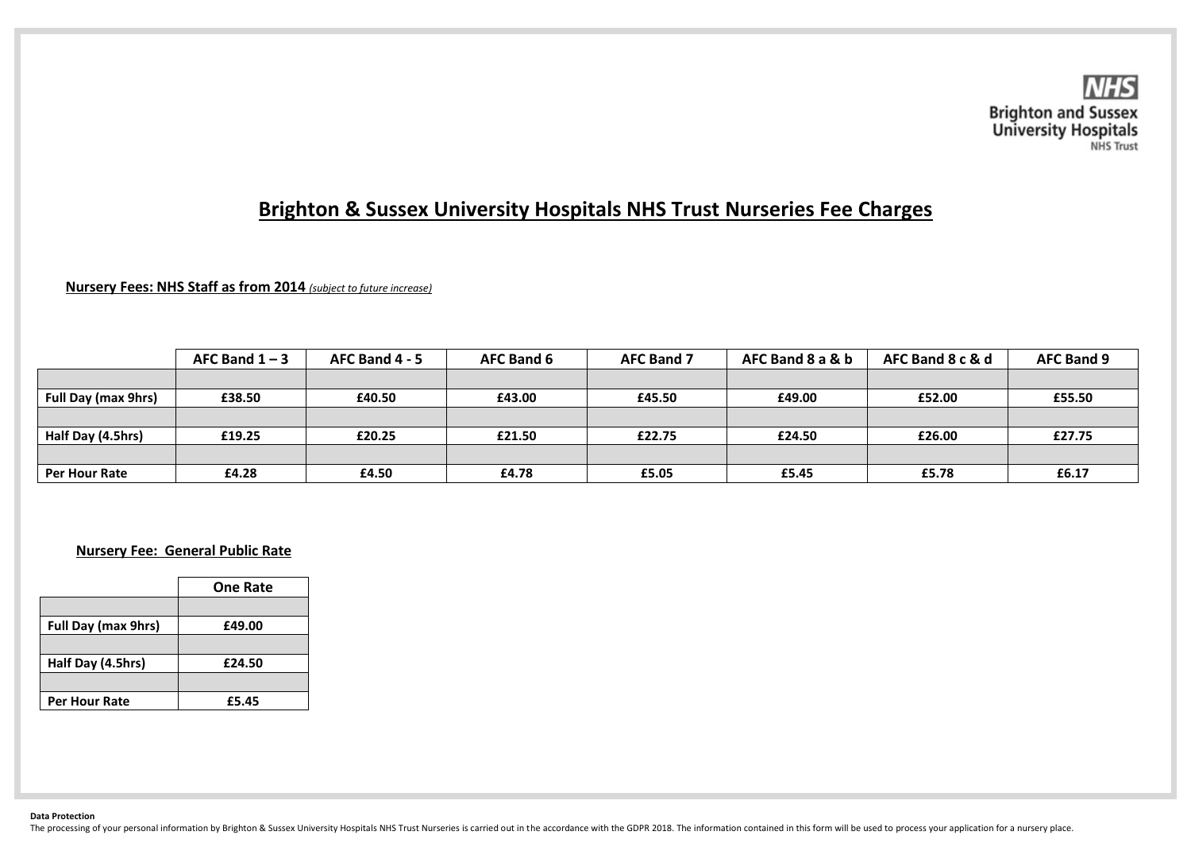NHS
Brighton and Sussex
University Hospitals
NHS Trust

# Brighton & Sussex University Hospitals NHS Trust Nurseries Fee Charges

**Nursery Fees: NHS Staff as from 2014** *(subject to future increase)*

| | AFC Band 1 – 3 | AFC Band 4 - 5 | AFC Band 6 | AFC Band 7 | AFC Band 8 a & b | AFC Band 8 c & d | AFC Band 9 |
|---|---|---|---|---|---|---|---|
| | | | | | | | |
| **Full Day (max 9hrs)** | **£38.50** | **£40.50** | **£43.00** | **£45.50** | **£49.00** | **£52.00** | **£55.50** |
| | | | | | | | |
| **Half Day (4.5hrs)** | **£19.25** | **£20.25** | **£21.50** | **£22.75** | **£24.50** | **£26.00** | **£27.75** |
| | | | | | | | |
| **Per Hour Rate** | **£4.28** | **£4.50** | **£4.78** | **£5.05** | **£5.45** | **£5.78** | **£6.17** |

**Nursery Fee: General Public Rate**

| | One Rate |
|---|---|
| | |
| **Full Day (max 9hrs)** | **£49.00** |
| | |
| **Half Day (4.5hrs)** | **£24.50** |
| | |
| **Per Hour Rate** | **£5.45** |

**Data Protection**

The processing of your personal information by Brighton & Sussex University Hospitals NHS Trust Nurseries is carried out in the accordance with the GDPR 2018. The information contained in this form will be used to process your application for a nursery place.